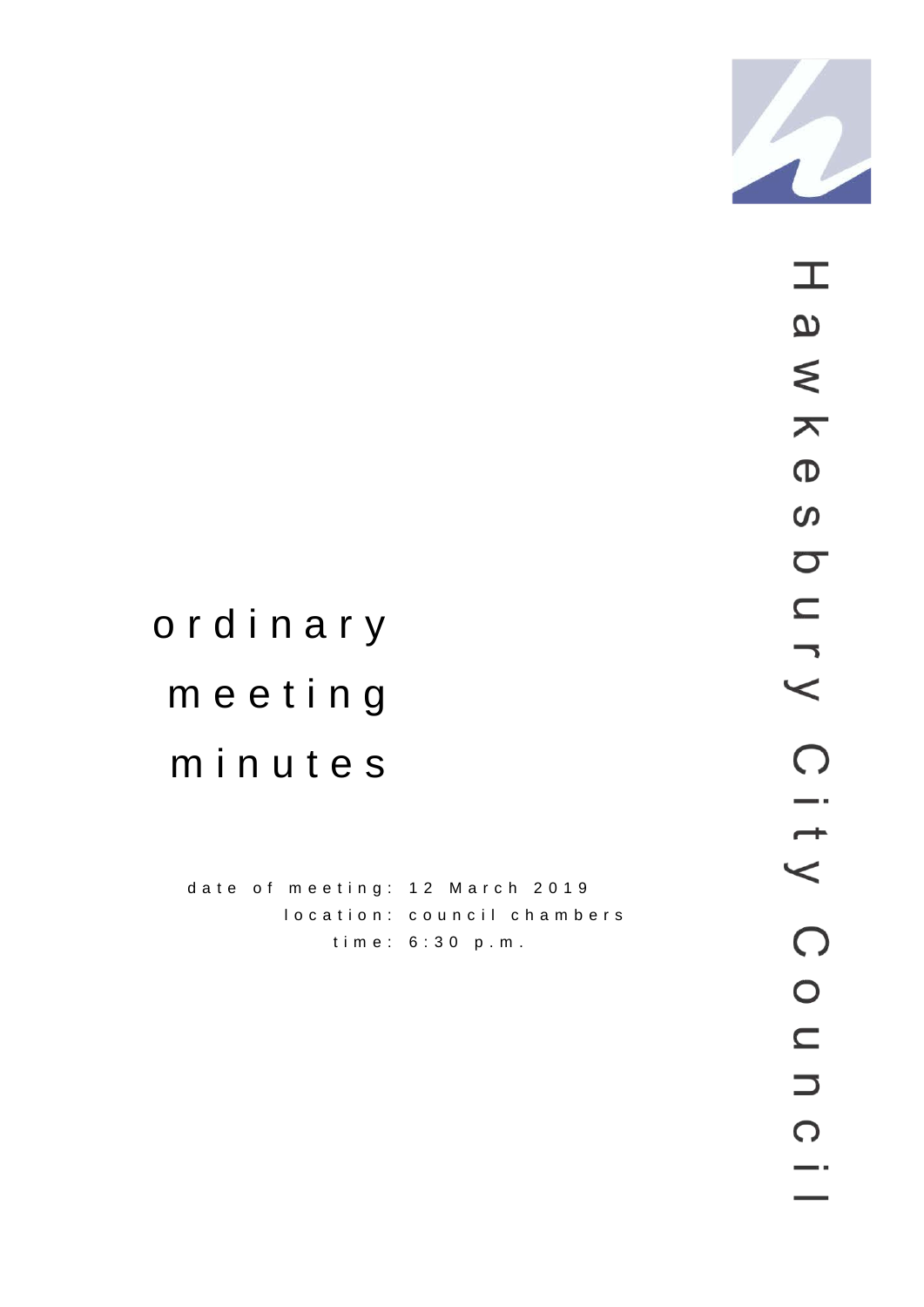# ordinary meeting minutes

date of meeting: 12 March 2019
location: council chambers
time: 6:30 p.m.

Hawkesbury City Council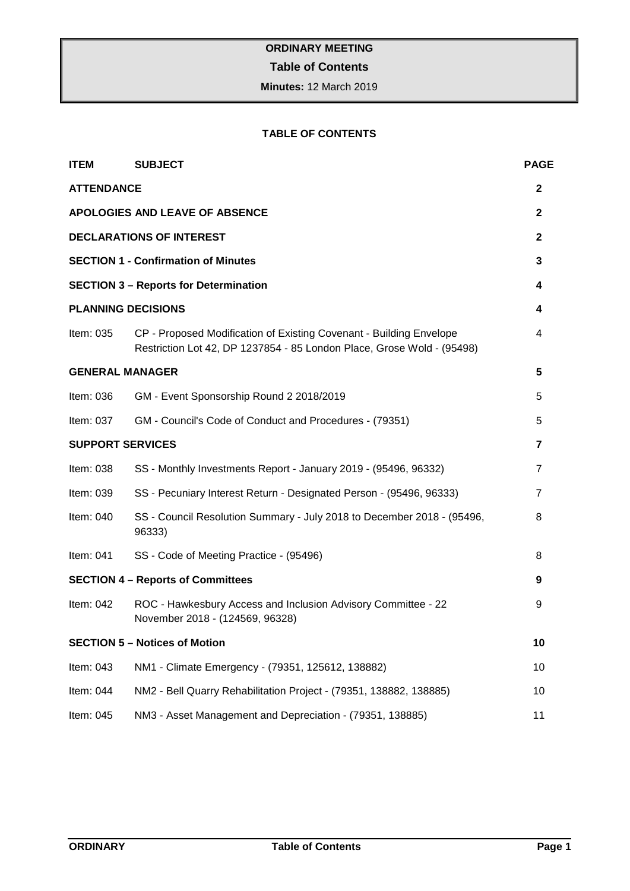**ORDINARY MEETING**

**Table of Contents**

**Minutes:** 12 March 2019

**TABLE OF CONTENTS**

| ITEM | SUBJECT | PAGE |
|---|---|---|
| **ATTENDANCE** | | **2** |
| **APOLOGIES AND LEAVE OF ABSENCE** | | **2** |
| **DECLARATIONS OF INTEREST** | | **2** |
| **SECTION 1 - Confirmation of Minutes** | | **3** |
| **SECTION 3 – Reports for Determination** | | **4** |
| **PLANNING DECISIONS** | | **4** |
| Item: 035 | CP - Proposed Modification of Existing Covenant - Building Envelope Restriction Lot 42, DP 1237854 - 85 London Place, Grose Wold - (95498) | 4 |
| **GENERAL MANAGER** | | **5** |
| Item: 036 | GM - Event Sponsorship Round 2 2018/2019 | 5 |
| Item: 037 | GM - Council's Code of Conduct and Procedures - (79351) | 5 |
| **SUPPORT SERVICES** | | **7** |
| Item: 038 | SS - Monthly Investments Report - January 2019 - (95496, 96332) | 7 |
| Item: 039 | SS - Pecuniary Interest Return - Designated Person - (95496, 96333) | 7 |
| Item: 040 | SS - Council Resolution Summary - July 2018 to December 2018 - (95496, 96333) | 8 |
| Item: 041 | SS - Code of Meeting Practice - (95496) | 8 |
| **SECTION 4 – Reports of Committees** | | **9** |
| Item: 042 | ROC - Hawkesbury Access and Inclusion Advisory Committee - 22 November 2018 - (124569, 96328) | 9 |
| **SECTION 5 – Notices of Motion** | | **10** |
| Item: 043 | NM1 - Climate Emergency - (79351, 125612, 138882) | 10 |
| Item: 044 | NM2 - Bell Quarry Rehabilitation Project - (79351, 138882, 138885) | 10 |
| Item: 045 | NM3 - Asset Management and Depreciation - (79351, 138885) | 11 |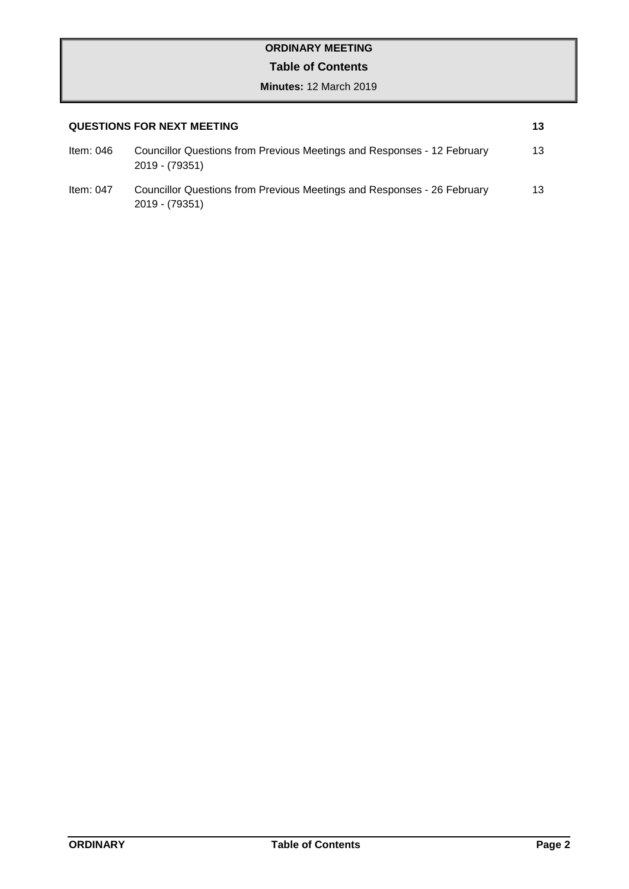**ORDINARY MEETING**

**Table of Contents**

**Minutes:** 12 March 2019

| | | |
|---|---|---|
| **QUESTIONS FOR NEXT MEETING** | | **13** |
| Item: 046 | Councillor Questions from Previous Meetings and Responses - 12 February 2019 - (79351) | 13 |
| Item: 047 | Councillor Questions from Previous Meetings and Responses - 26 February 2019 - (79351) | 13 |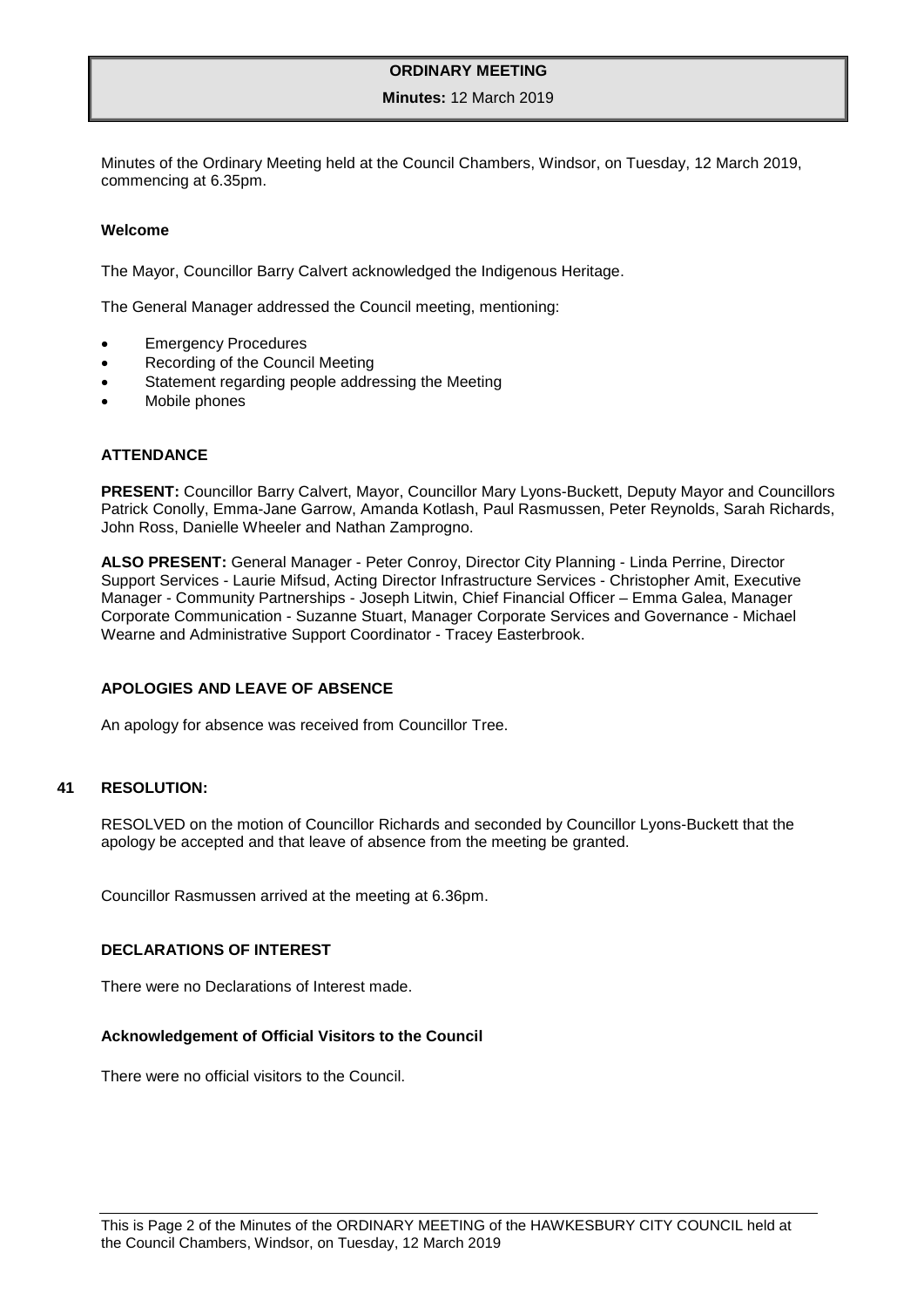Minutes of the Ordinary Meeting held at the Council Chambers, Windsor, on Tuesday, 12 March 2019, commencing at 6.35pm.

### Welcome

The Mayor, Councillor Barry Calvert acknowledged the Indigenous Heritage.

The General Manager addressed the Council meeting, mentioning:

- Emergency Procedures
- Recording of the Council Meeting
- Statement regarding people addressing the Meeting
- Mobile phones

### ATTENDANCE

**PRESENT:** Councillor Barry Calvert, Mayor, Councillor Mary Lyons-Buckett, Deputy Mayor and Councillors Patrick Conolly, Emma-Jane Garrow, Amanda Kotlash, Paul Rasmussen, Peter Reynolds, Sarah Richards, John Ross, Danielle Wheeler and Nathan Zamprogno.

**ALSO PRESENT:** General Manager - Peter Conroy, Director City Planning - Linda Perrine, Director Support Services - Laurie Mifsud, Acting Director Infrastructure Services - Christopher Amit, Executive Manager - Community Partnerships - Joseph Litwin, Chief Financial Officer – Emma Galea, Manager Corporate Communication - Suzanne Stuart, Manager Corporate Services and Governance - Michael Wearne and Administrative Support Coordinator - Tracey Easterbrook.

### APOLOGIES AND LEAVE OF ABSENCE

An apology for absence was received from Councillor Tree.

### 41 RESOLUTION:

RESOLVED on the motion of Councillor Richards and seconded by Councillor Lyons-Buckett that the apology be accepted and that leave of absence from the meeting be granted.

Councillor Rasmussen arrived at the meeting at 6.36pm.

### DECLARATIONS OF INTEREST

There were no Declarations of Interest made.

### Acknowledgement of Official Visitors to the Council

There were no official visitors to the Council.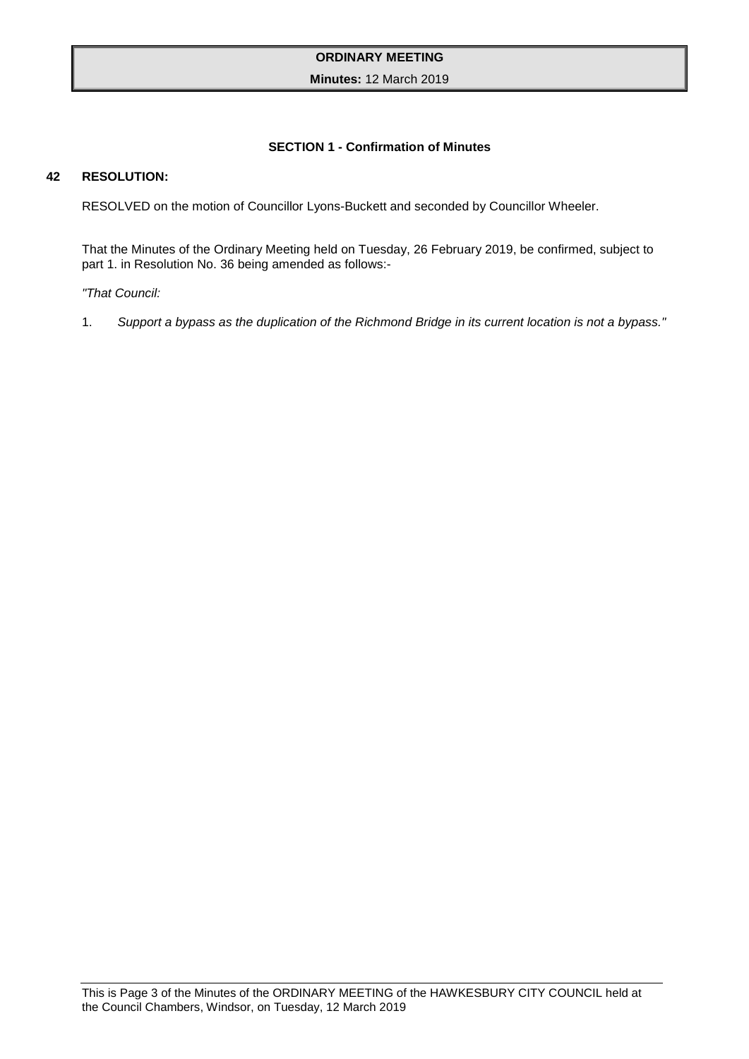### SECTION 1 - Confirmation of Minutes

**42 RESOLUTION:**

RESOLVED on the motion of Councillor Lyons-Buckett and seconded by Councillor Wheeler.

That the Minutes of the Ordinary Meeting held on Tuesday, 26 February 2019, be confirmed, subject to part 1. in Resolution No. 36 being amended as follows:-

*"That Council:*

1. *Support a bypass as the duplication of the Richmond Bridge in its current location is not a bypass."*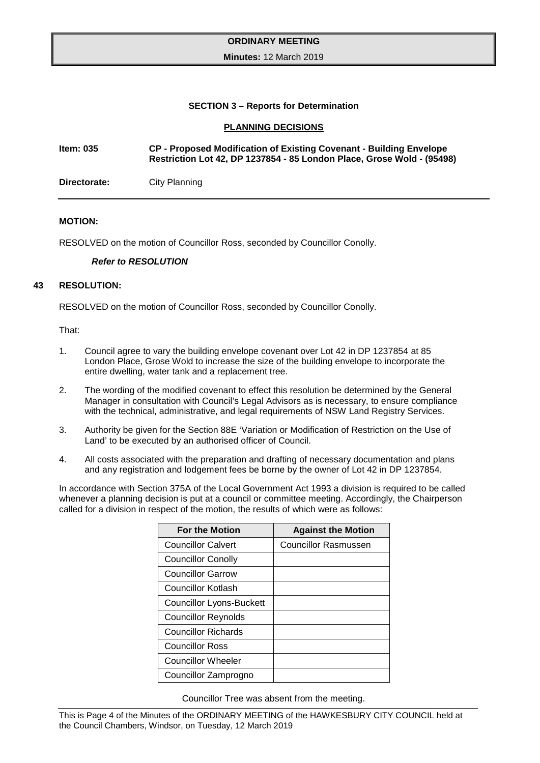### SECTION 3 – Reports for Determination

#### PLANNING DECISIONS

**Item: 035** **CP - Proposed Modification of Existing Covenant - Building Envelope Restriction Lot 42, DP 1237854 - 85 London Place, Grose Wold - (95498)**

**Directorate:** City Planning

---

**MOTION:**

RESOLVED on the motion of Councillor Ross, seconded by Councillor Conolly.

***Refer to RESOLUTION***

**43 RESOLUTION:**

RESOLVED on the motion of Councillor Ross, seconded by Councillor Conolly.

That:

1. Council agree to vary the building envelope covenant over Lot 42 in DP 1237854 at 85 London Place, Grose Wold to increase the size of the building envelope to incorporate the entire dwelling, water tank and a replacement tree.
2. The wording of the modified covenant to effect this resolution be determined by the General Manager in consultation with Council's Legal Advisors as is necessary, to ensure compliance with the technical, administrative, and legal requirements of NSW Land Registry Services.
3. Authority be given for the Section 88E 'Variation or Modification of Restriction on the Use of Land' to be executed by an authorised officer of Council.
4. All costs associated with the preparation and drafting of necessary documentation and plans and any registration and lodgement fees be borne by the owner of Lot 42 in DP 1237854.

In accordance with Section 375A of the Local Government Act 1993 a division is required to be called whenever a planning decision is put at a council or committee meeting. Accordingly, the Chairperson called for a division in respect of the motion, the results of which were as follows:

| For the Motion | Against the Motion |
|---|---|
| Councillor Calvert | Councillor Rasmussen |
| Councillor Conolly | |
| Councillor Garrow | |
| Councillor Kotlash | |
| Councillor Lyons-Buckett | |
| Councillor Reynolds | |
| Councillor Richards | |
| Councillor Ross | |
| Councillor Wheeler | |
| Councillor Zamprogno | |

Councillor Tree was absent from the meeting.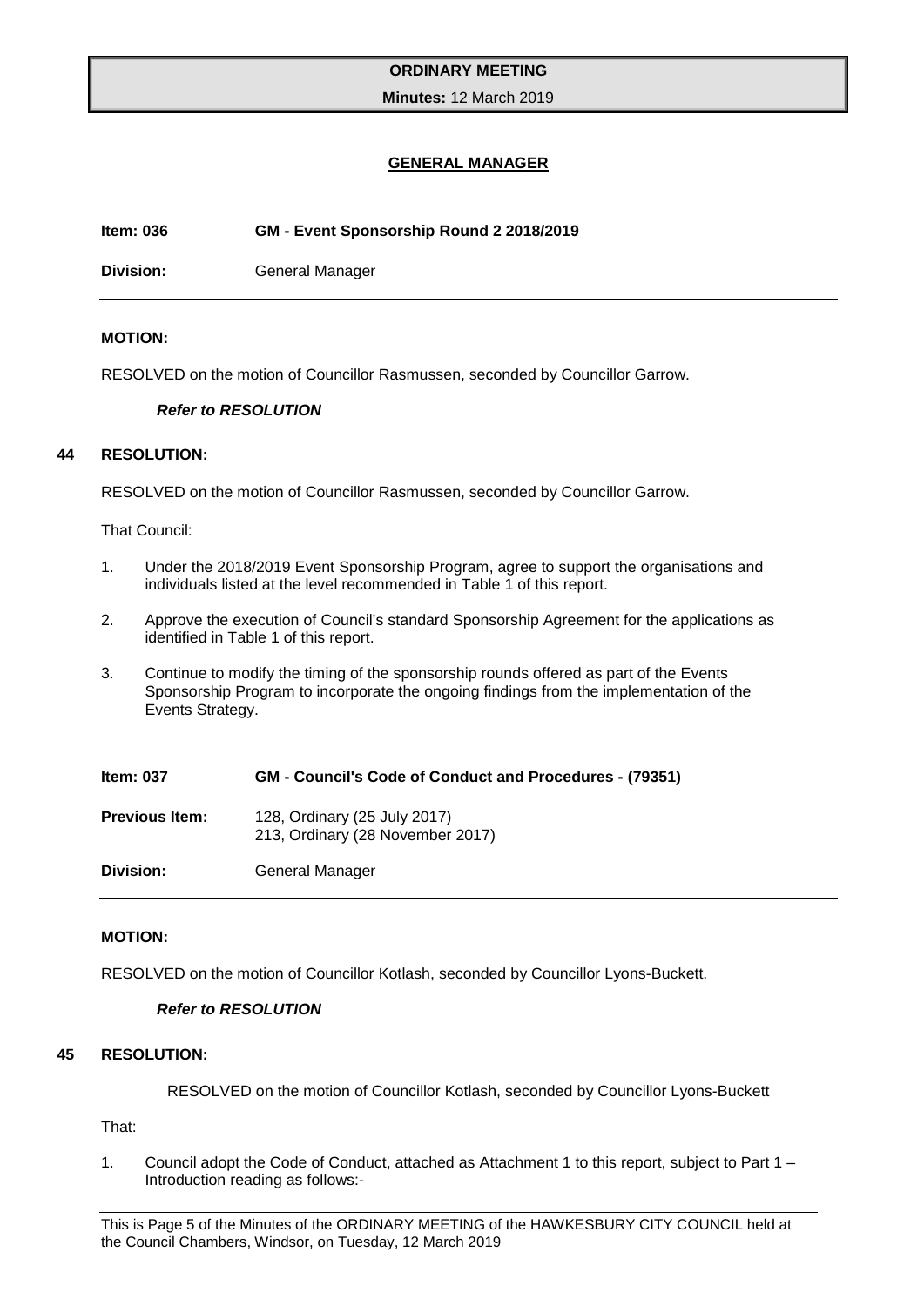## GENERAL MANAGER

**Item: 036** **GM - Event Sponsorship Round 2 2018/2019**

**Division:** General Manager

---

**MOTION:**

RESOLVED on the motion of Councillor Rasmussen, seconded by Councillor Garrow.

***Refer to RESOLUTION***

**44 RESOLUTION:**

RESOLVED on the motion of Councillor Rasmussen, seconded by Councillor Garrow.

That Council:

1. Under the 2018/2019 Event Sponsorship Program, agree to support the organisations and individuals listed at the level recommended in Table 1 of this report.
2. Approve the execution of Council's standard Sponsorship Agreement for the applications as identified in Table 1 of this report.
3. Continue to modify the timing of the sponsorship rounds offered as part of the Events Sponsorship Program to incorporate the ongoing findings from the implementation of the Events Strategy.

**Item: 037** **GM - Council's Code of Conduct and Procedures - (79351)**

**Previous Item:** 128, Ordinary (25 July 2017)
213, Ordinary (28 November 2017)

**Division:** General Manager

---

**MOTION:**

RESOLVED on the motion of Councillor Kotlash, seconded by Councillor Lyons-Buckett.

***Refer to RESOLUTION***

**45 RESOLUTION:**

RESOLVED on the motion of Councillor Kotlash, seconded by Councillor Lyons-Buckett

That:

1. Council adopt the Code of Conduct, attached as Attachment 1 to this report, subject to Part 1 – Introduction reading as follows:-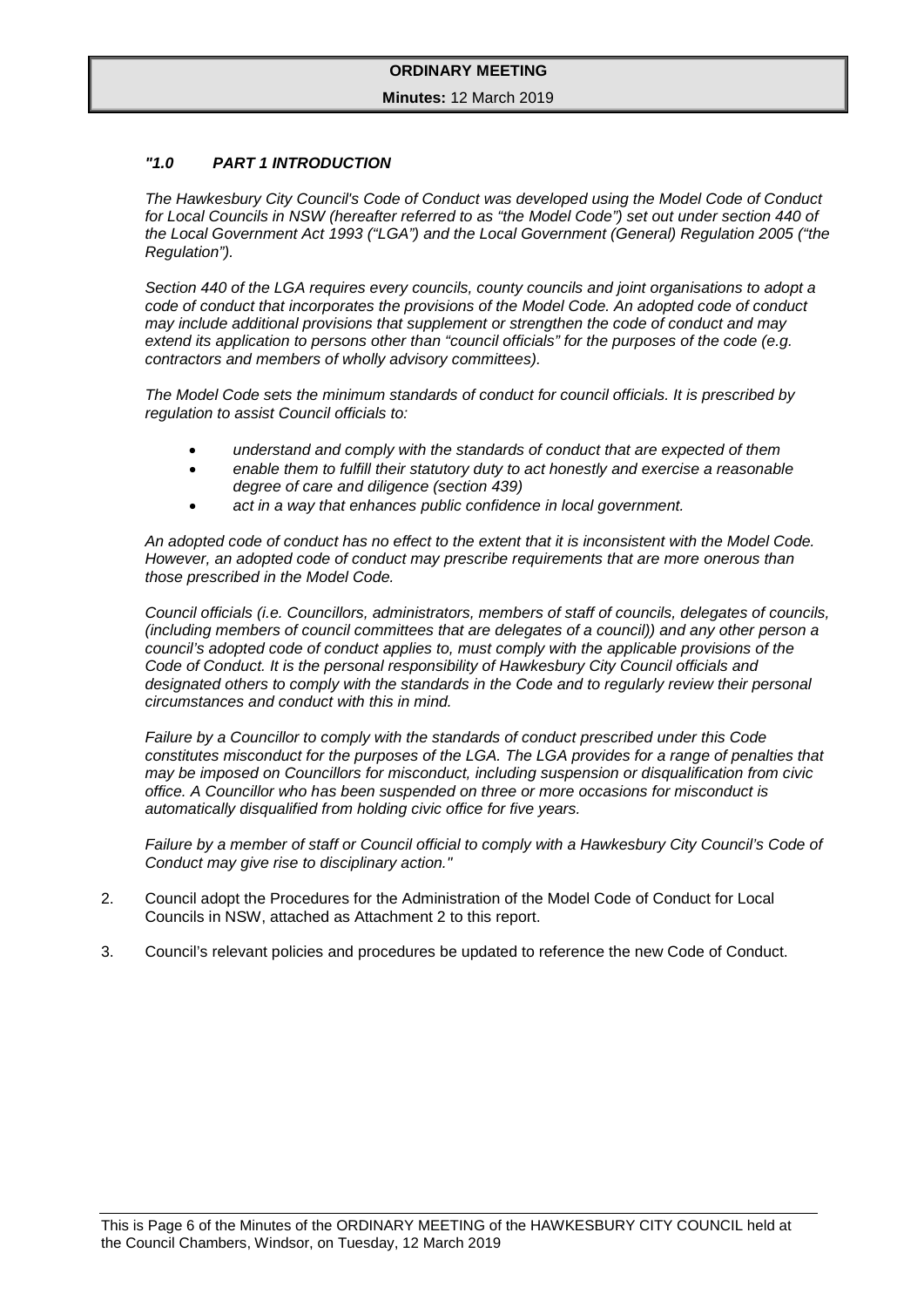*"1.0 PART 1 INTRODUCTION*

*The Hawkesbury City Council's Code of Conduct was developed using the Model Code of Conduct for Local Councils in NSW (hereafter referred to as "the Model Code") set out under section 440 of the Local Government Act 1993 ("LGA") and the Local Government (General) Regulation 2005 ("the Regulation").*

*Section 440 of the LGA requires every councils, county councils and joint organisations to adopt a code of conduct that incorporates the provisions of the Model Code. An adopted code of conduct may include additional provisions that supplement or strengthen the code of conduct and may extend its application to persons other than "council officials" for the purposes of the code (e.g. contractors and members of wholly advisory committees).*

*The Model Code sets the minimum standards of conduct for council officials. It is prescribed by regulation to assist Council officials to:*

- *understand and comply with the standards of conduct that are expected of them*
- *enable them to fulfill their statutory duty to act honestly and exercise a reasonable degree of care and diligence (section 439)*
- *act in a way that enhances public confidence in local government.*

*An adopted code of conduct has no effect to the extent that it is inconsistent with the Model Code. However, an adopted code of conduct may prescribe requirements that are more onerous than those prescribed in the Model Code.*

*Council officials (i.e. Councillors, administrators, members of staff of councils, delegates of councils, (including members of council committees that are delegates of a council)) and any other person a council's adopted code of conduct applies to, must comply with the applicable provisions of the Code of Conduct. It is the personal responsibility of Hawkesbury City Council officials and designated others to comply with the standards in the Code and to regularly review their personal circumstances and conduct with this in mind.*

*Failure by a Councillor to comply with the standards of conduct prescribed under this Code constitutes misconduct for the purposes of the LGA. The LGA provides for a range of penalties that may be imposed on Councillors for misconduct, including suspension or disqualification from civic office. A Councillor who has been suspended on three or more occasions for misconduct is automatically disqualified from holding civic office for five years.*

*Failure by a member of staff or Council official to comply with a Hawkesbury City Council's Code of Conduct may give rise to disciplinary action."*

2. Council adopt the Procedures for the Administration of the Model Code of Conduct for Local Councils in NSW, attached as Attachment 2 to this report.

3. Council's relevant policies and procedures be updated to reference the new Code of Conduct.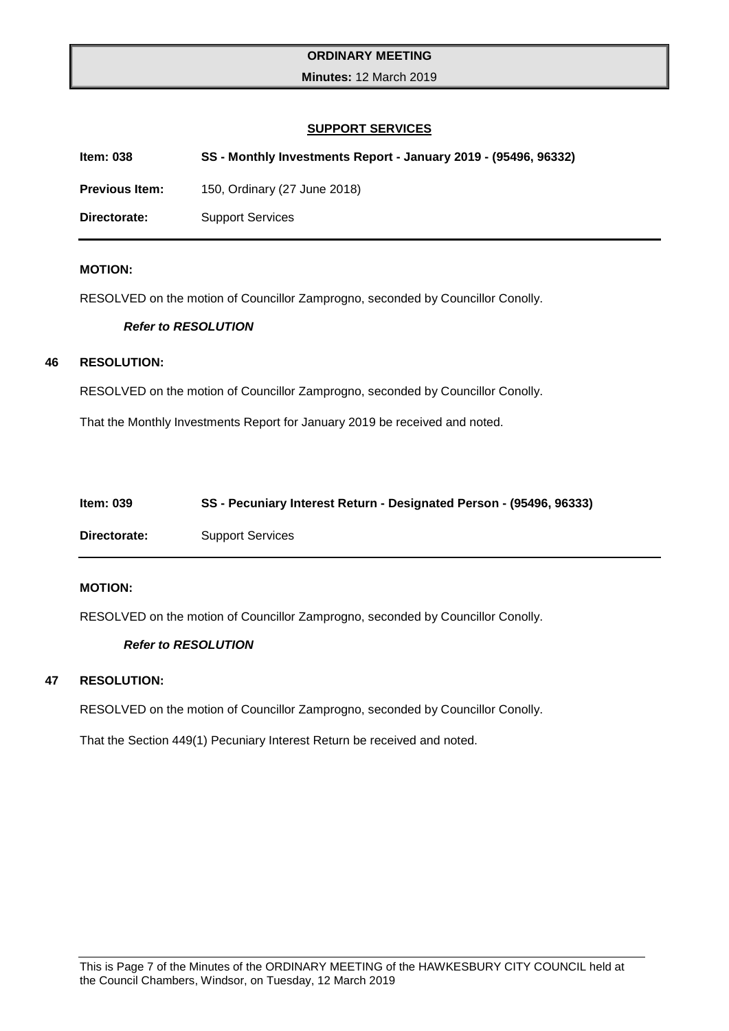## SUPPORT SERVICES

**Item: 038** **SS - Monthly Investments Report - January 2019 - (95496, 96332)**

**Previous Item:** 150, Ordinary (27 June 2018)

**Directorate:** Support Services

**MOTION:**

RESOLVED on the motion of Councillor Zamprogno, seconded by Councillor Conolly.

***Refer to RESOLUTION***

**46 RESOLUTION:**

RESOLVED on the motion of Councillor Zamprogno, seconded by Councillor Conolly.

That the Monthly Investments Report for January 2019 be received and noted.

**Item: 039** **SS - Pecuniary Interest Return - Designated Person - (95496, 96333)**

**Directorate:** Support Services

**MOTION:**

RESOLVED on the motion of Councillor Zamprogno, seconded by Councillor Conolly.

***Refer to RESOLUTION***

**47 RESOLUTION:**

RESOLVED on the motion of Councillor Zamprogno, seconded by Councillor Conolly.

That the Section 449(1) Pecuniary Interest Return be received and noted.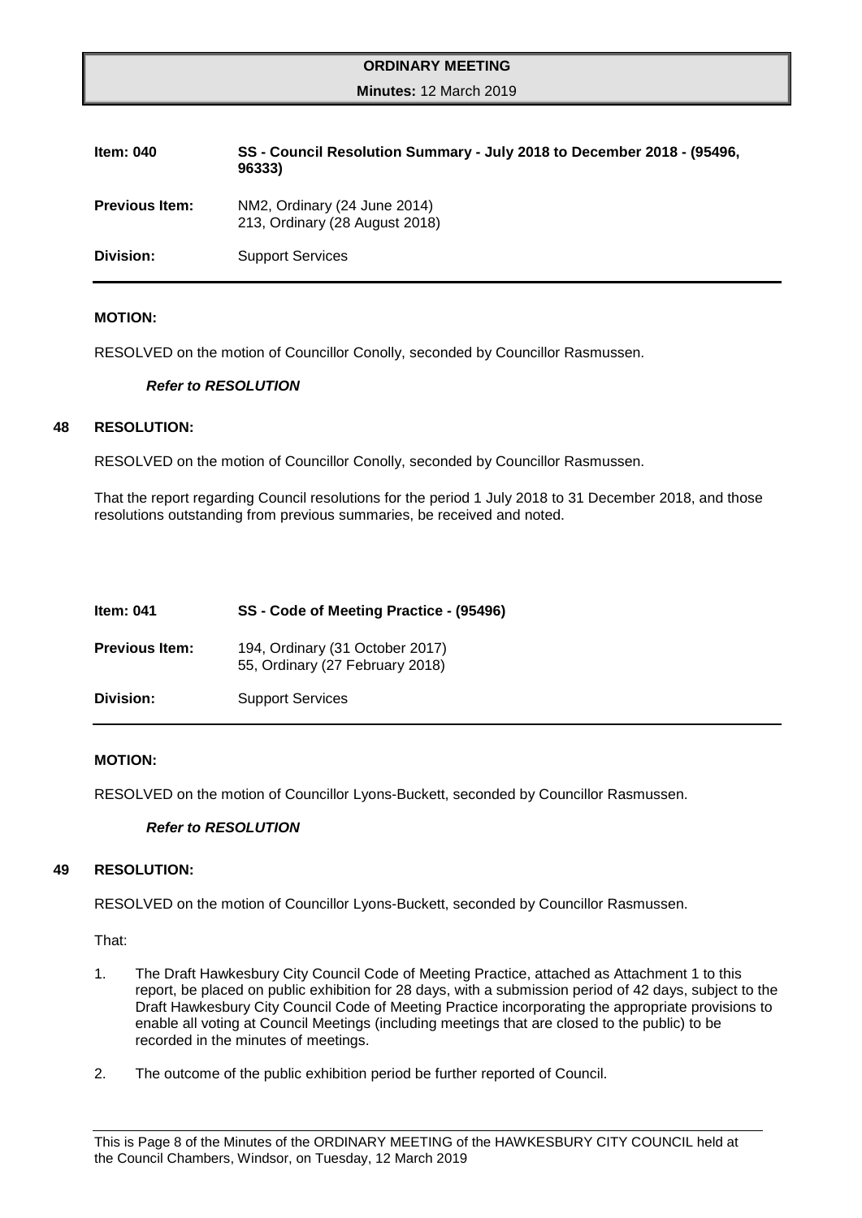| **Item: 040** | **SS - Council Resolution Summary - July 2018 to December 2018 - (95496, 96333)** |
|---|---|
| **Previous Item:** | NM2, Ordinary (24 June 2014)<br>213, Ordinary (28 August 2018) |
| **Division:** | Support Services |

**MOTION:**

RESOLVED on the motion of Councillor Conolly, seconded by Councillor Rasmussen.

***Refer to RESOLUTION***

**48 RESOLUTION:**

RESOLVED on the motion of Councillor Conolly, seconded by Councillor Rasmussen.

That the report regarding Council resolutions for the period 1 July 2018 to 31 December 2018, and those resolutions outstanding from previous summaries, be received and noted.

| **Item: 041** | **SS - Code of Meeting Practice - (95496)** |
|---|---|
| **Previous Item:** | 194, Ordinary (31 October 2017)<br>55, Ordinary (27 February 2018) |
| **Division:** | Support Services |

**MOTION:**

RESOLVED on the motion of Councillor Lyons-Buckett, seconded by Councillor Rasmussen.

***Refer to RESOLUTION***

**49 RESOLUTION:**

RESOLVED on the motion of Councillor Lyons-Buckett, seconded by Councillor Rasmussen.

That:

1. The Draft Hawkesbury City Council Code of Meeting Practice, attached as Attachment 1 to this report, be placed on public exhibition for 28 days, with a submission period of 42 days, subject to the Draft Hawkesbury City Council Code of Meeting Practice incorporating the appropriate provisions to enable all voting at Council Meetings (including meetings that are closed to the public) to be recorded in the minutes of meetings.
2. The outcome of the public exhibition period be further reported of Council.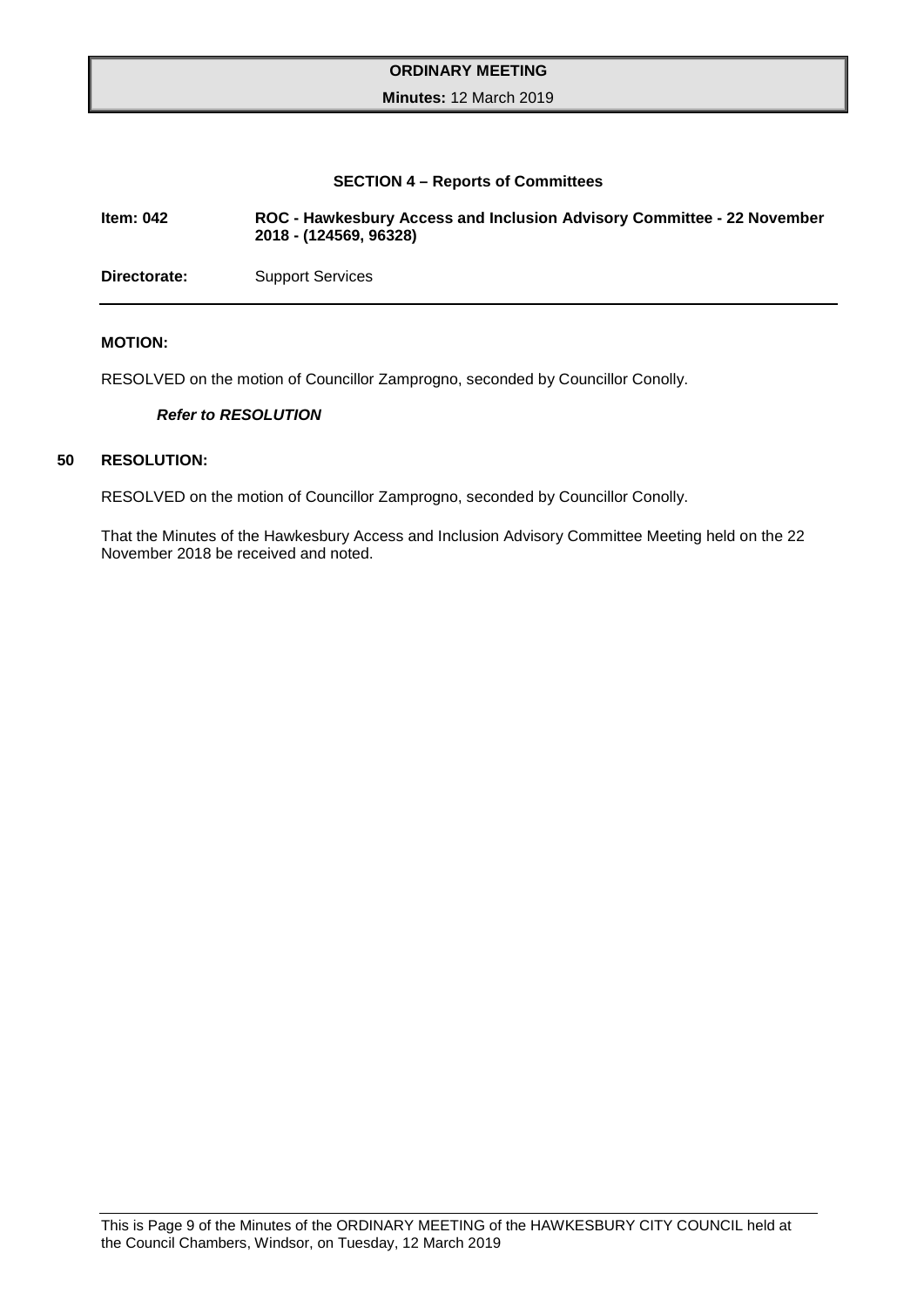### SECTION 4 – Reports of Committees

**Item: 042** **ROC - Hawkesbury Access and Inclusion Advisory Committee - 22 November 2018 - (124569, 96328)**

**Directorate:** Support Services

**MOTION:**

RESOLVED on the motion of Councillor Zamprogno, seconded by Councillor Conolly.

***Refer to RESOLUTION***

**50 RESOLUTION:**

RESOLVED on the motion of Councillor Zamprogno, seconded by Councillor Conolly.

That the Minutes of the Hawkesbury Access and Inclusion Advisory Committee Meeting held on the 22 November 2018 be received and noted.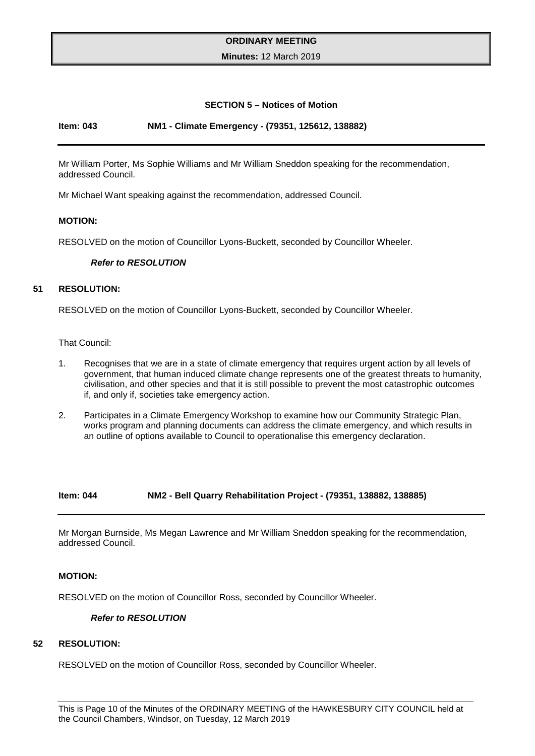## SECTION 5 – Notices of Motion

**Item: 043 NM1 - Climate Emergency - (79351, 125612, 138882)**

Mr William Porter, Ms Sophie Williams and Mr William Sneddon speaking for the recommendation, addressed Council.

Mr Michael Want speaking against the recommendation, addressed Council.

**MOTION:**

RESOLVED on the motion of Councillor Lyons-Buckett, seconded by Councillor Wheeler.

***Refer to RESOLUTION***

**51 RESOLUTION:**

RESOLVED on the motion of Councillor Lyons-Buckett, seconded by Councillor Wheeler.

That Council:

1. Recognises that we are in a state of climate emergency that requires urgent action by all levels of government, that human induced climate change represents one of the greatest threats to humanity, civilisation, and other species and that it is still possible to prevent the most catastrophic outcomes if, and only if, societies take emergency action.
2. Participates in a Climate Emergency Workshop to examine how our Community Strategic Plan, works program and planning documents can address the climate emergency, and which results in an outline of options available to Council to operationalise this emergency declaration.

**Item: 044 NM2 - Bell Quarry Rehabilitation Project - (79351, 138882, 138885)**

Mr Morgan Burnside, Ms Megan Lawrence and Mr William Sneddon speaking for the recommendation, addressed Council.

**MOTION:**

RESOLVED on the motion of Councillor Ross, seconded by Councillor Wheeler.

***Refer to RESOLUTION***

**52 RESOLUTION:**

RESOLVED on the motion of Councillor Ross, seconded by Councillor Wheeler.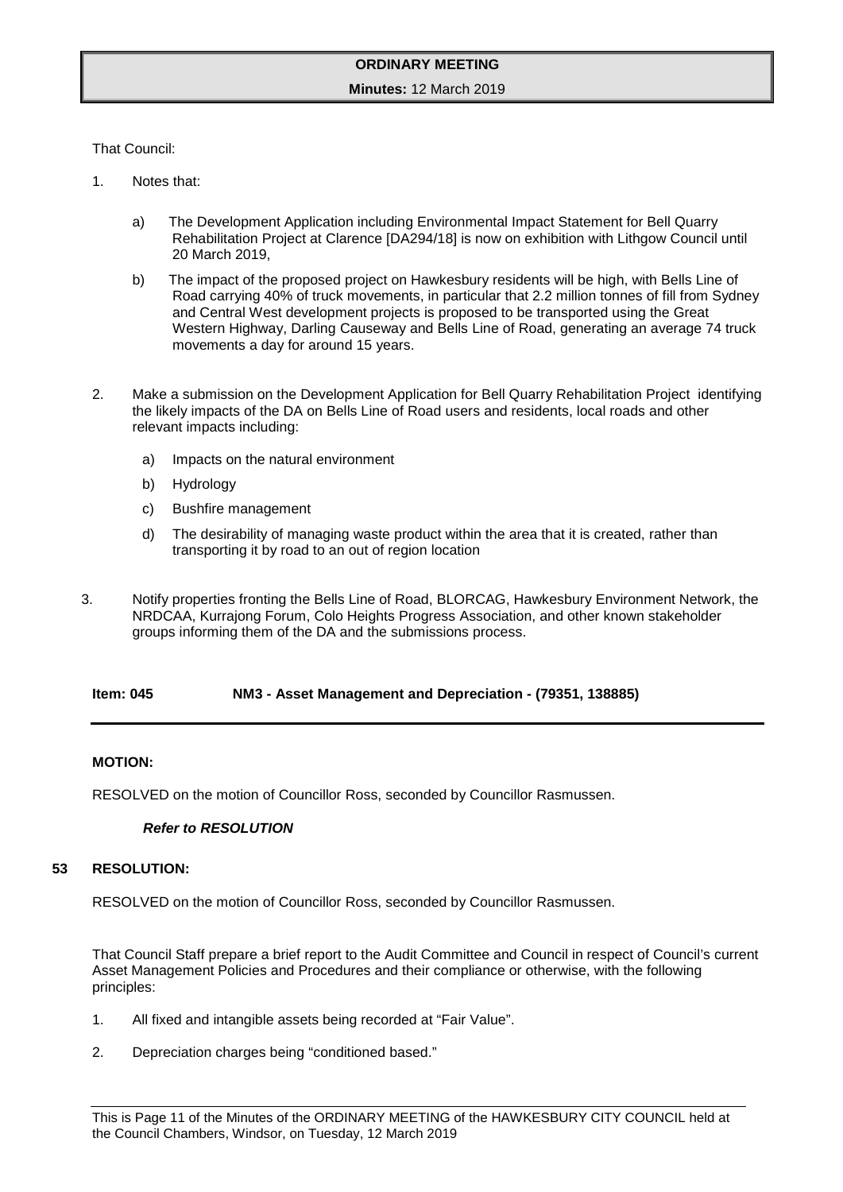That Council:

1. Notes that:

    a) The Development Application including Environmental Impact Statement for Bell Quarry Rehabilitation Project at Clarence [DA294/18] is now on exhibition with Lithgow Council until 20 March 2019,

    b) The impact of the proposed project on Hawkesbury residents will be high, with Bells Line of Road carrying 40% of truck movements, in particular that 2.2 million tonnes of fill from Sydney and Central West development projects is proposed to be transported using the Great Western Highway, Darling Causeway and Bells Line of Road, generating an average 74 truck movements a day for around 15 years.

2. Make a submission on the Development Application for Bell Quarry Rehabilitation Project identifying the likely impacts of the DA on Bells Line of Road users and residents, local roads and other relevant impacts including:

    a) Impacts on the natural environment

    b) Hydrology

    c) Bushfire management

    d) The desirability of managing waste product within the area that it is created, rather than transporting it by road to an out of region location

3. Notify properties fronting the Bells Line of Road, BLORCAG, Hawkesbury Environment Network, the NRDCAA, Kurrajong Forum, Colo Heights Progress Association, and other known stakeholder groups informing them of the DA and the submissions process.

**Item: 045 NM3 - Asset Management and Depreciation - (79351, 138885)**

**MOTION:**

RESOLVED on the motion of Councillor Ross, seconded by Councillor Rasmussen.

***Refer to RESOLUTION***

**53 RESOLUTION:**

RESOLVED on the motion of Councillor Ross, seconded by Councillor Rasmussen.

That Council Staff prepare a brief report to the Audit Committee and Council in respect of Council's current Asset Management Policies and Procedures and their compliance or otherwise, with the following principles:

1. All fixed and intangible assets being recorded at "Fair Value".

2. Depreciation charges being "conditioned based."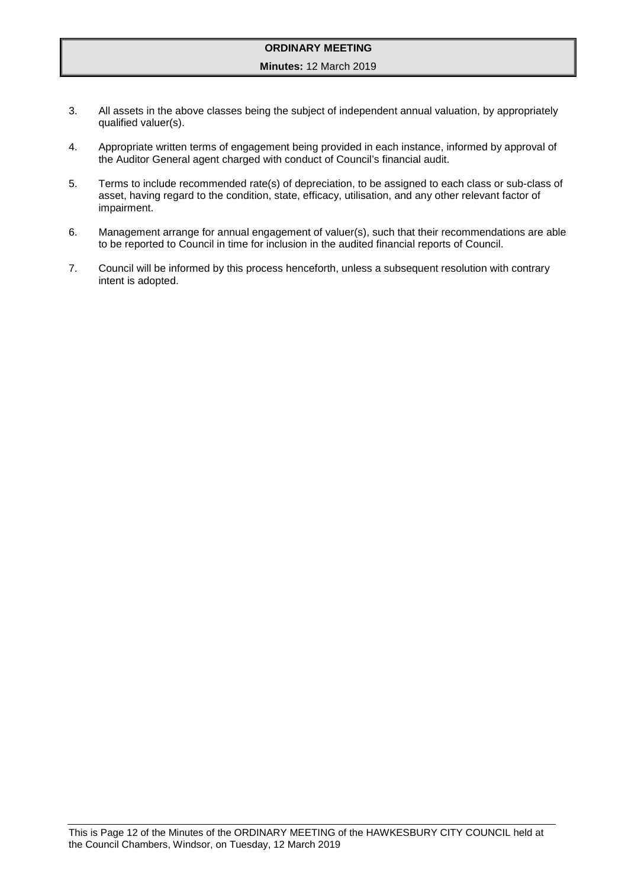3. All assets in the above classes being the subject of independent annual valuation, by appropriately qualified valuer(s).

4. Appropriate written terms of engagement being provided in each instance, informed by approval of the Auditor General agent charged with conduct of Council's financial audit.

5. Terms to include recommended rate(s) of depreciation, to be assigned to each class or sub-class of asset, having regard to the condition, state, efficacy, utilisation, and any other relevant factor of impairment.

6. Management arrange for annual engagement of valuer(s), such that their recommendations are able to be reported to Council in time for inclusion in the audited financial reports of Council.

7. Council will be informed by this process henceforth, unless a subsequent resolution with contrary intent is adopted.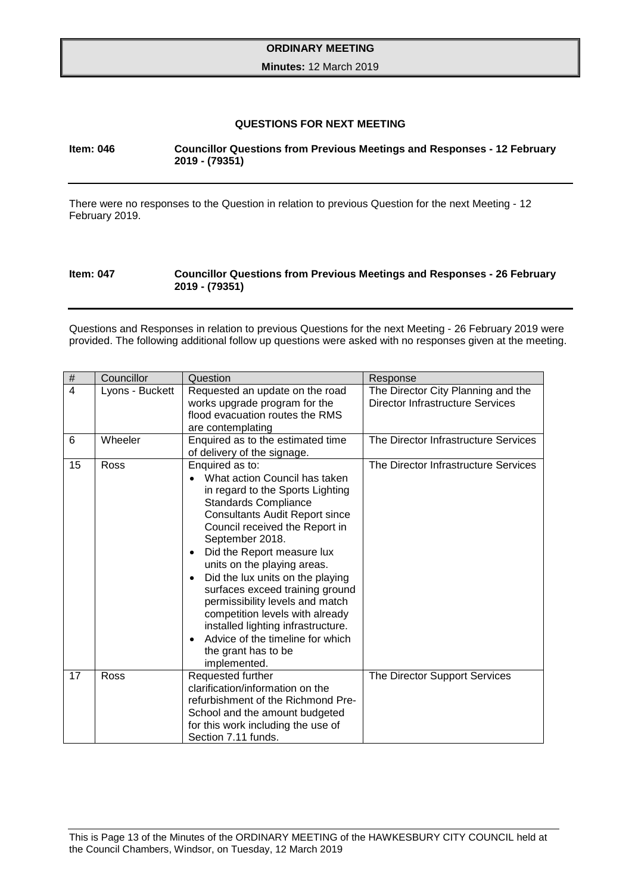## QUESTIONS FOR NEXT MEETING

**Item: 046 Councillor Questions from Previous Meetings and Responses - 12 February 2019 - (79351)**

There were no responses to the Question in relation to previous Question for the next Meeting - 12 February 2019.

**Item: 047 Councillor Questions from Previous Meetings and Responses - 26 February 2019 - (79351)**

Questions and Responses in relation to previous Questions for the next Meeting - 26 February 2019 were provided. The following additional follow up questions were asked with no responses given at the meeting.

| # | Councillor | Question | Response |
|---|---|---|---|
| 4 | Lyons - Buckett | Requested an update on the road works upgrade program for the flood evacuation routes the RMS are contemplating | The Director City Planning and the Director Infrastructure Services |
| 6 | Wheeler | Enquired as to the estimated time of delivery of the signage. | The Director Infrastructure Services |
| 15 | Ross | Enquired as to:<br>• What action Council has taken in regard to the Sports Lighting Standards Compliance Consultants Audit Report since Council received the Report in September 2018.<br>• Did the Report measure lux units on the playing areas.<br>• Did the lux units on the playing surfaces exceed training ground permissibility levels and match competition levels with already installed lighting infrastructure.<br>• Advice of the timeline for which the grant has to be implemented. | The Director Infrastructure Services |
| 17 | Ross | Requested further clarification/information on the refurbishment of the Richmond Pre-School and the amount budgeted for this work including the use of Section 7.11 funds. | The Director Support Services |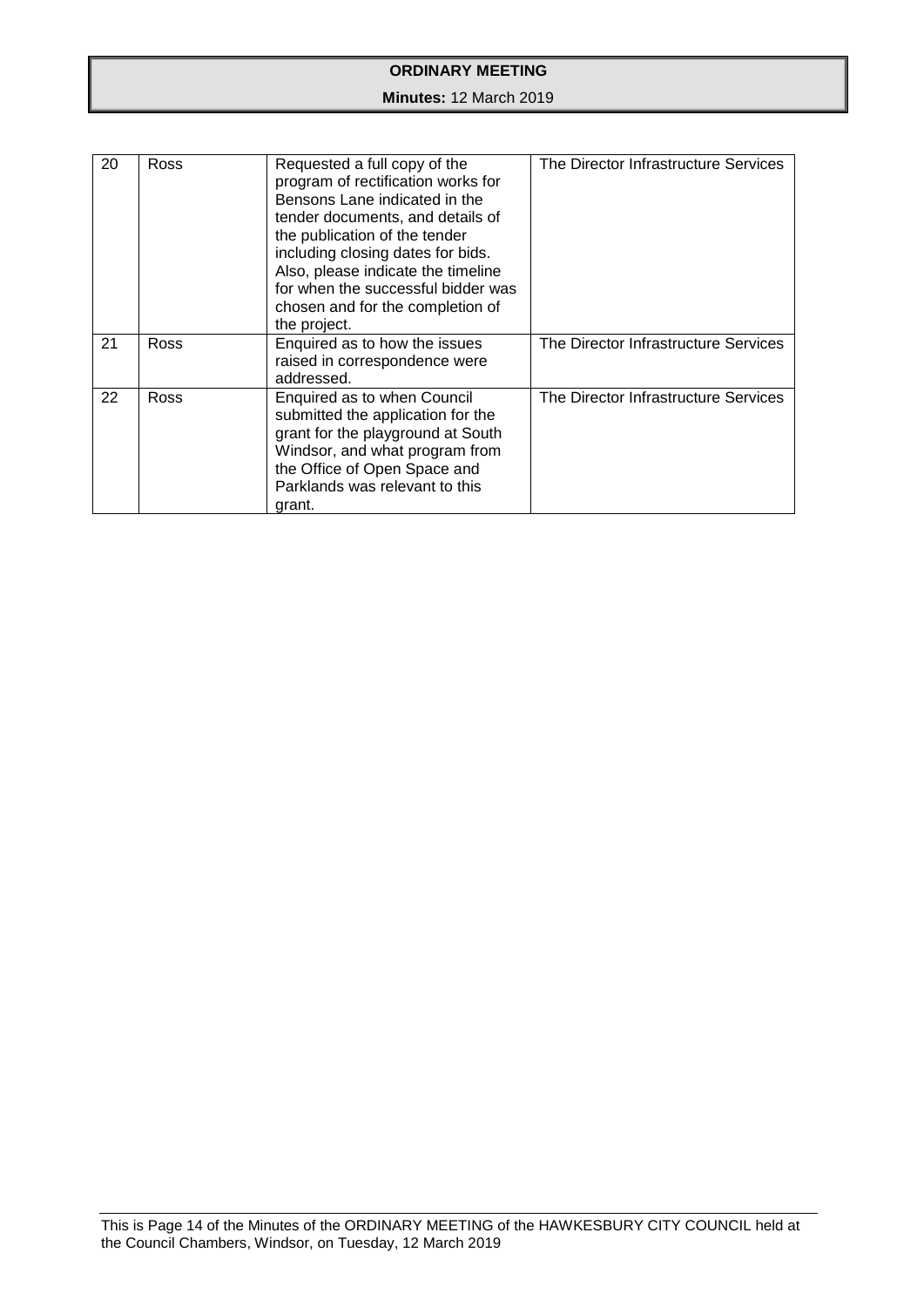| 20 | Ross | Requested a full copy of the program of rectification works for Bensons Lane indicated in the tender documents, and details of the publication of the tender including closing dates for bids. Also, please indicate the timeline for when the successful bidder was chosen and for the completion of the project. | The Director Infrastructure Services |
|---|---|---|---|
| 21 | Ross | Enquired as to how the issues raised in correspondence were addressed. | The Director Infrastructure Services |
| 22 | Ross | Enquired as to when Council submitted the application for the grant for the playground at South Windsor, and what program from the Office of Open Space and Parklands was relevant to this grant. | The Director Infrastructure Services |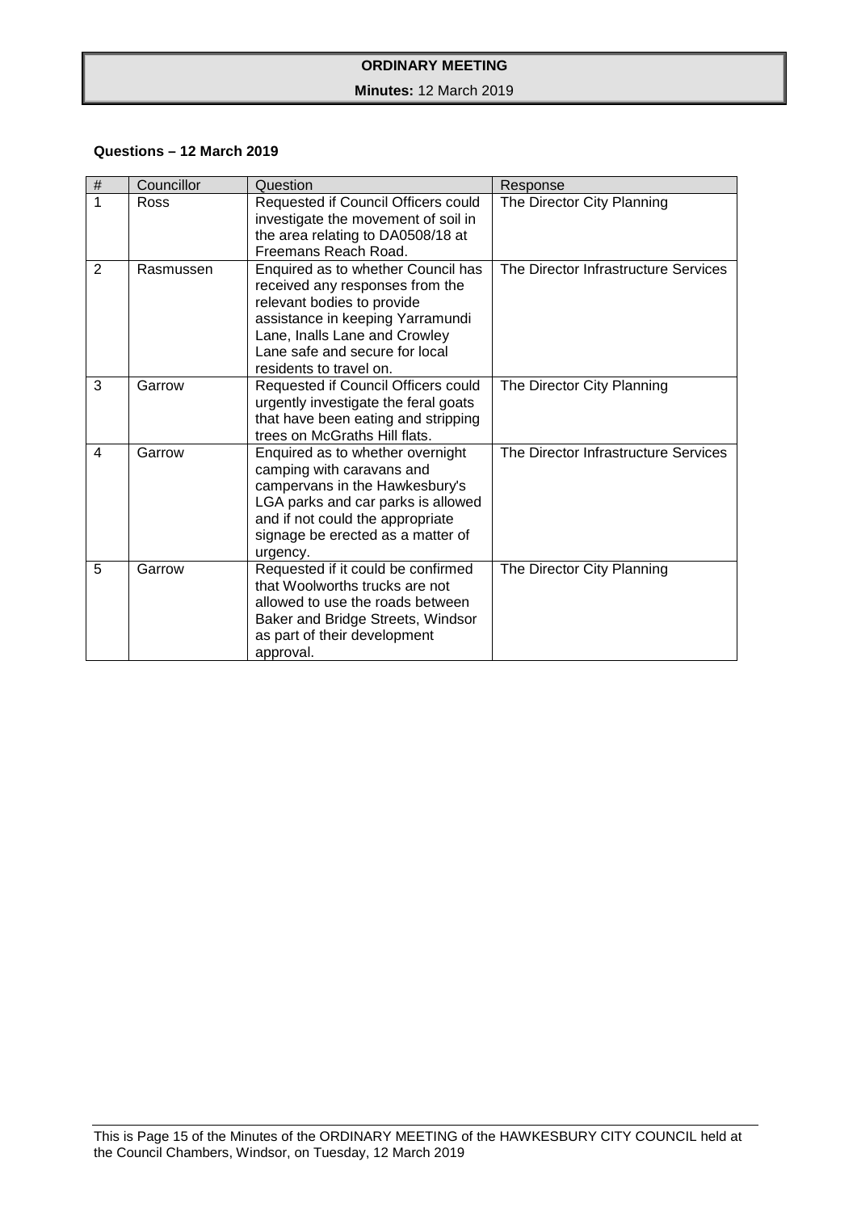**Questions – 12 March 2019**

| # | Councillor | Question | Response |
|---|---|---|---|
| 1 | Ross | Requested if Council Officers could investigate the movement of soil in the area relating to DA0508/18 at Freemans Reach Road. | The Director City Planning |
| 2 | Rasmussen | Enquired as to whether Council has received any responses from the relevant bodies to provide assistance in keeping Yarramundi Lane, Inalls Lane and Crowley Lane safe and secure for local residents to travel on. | The Director Infrastructure Services |
| 3 | Garrow | Requested if Council Officers could urgently investigate the feral goats that have been eating and stripping trees on McGraths Hill flats. | The Director City Planning |
| 4 | Garrow | Enquired as to whether overnight camping with caravans and campervans in the Hawkesbury's LGA parks and car parks is allowed and if not could the appropriate signage be erected as a matter of urgency. | The Director Infrastructure Services |
| 5 | Garrow | Requested if it could be confirmed that Woolworths trucks are not allowed to use the roads between Baker and Bridge Streets, Windsor as part of their development approval. | The Director City Planning |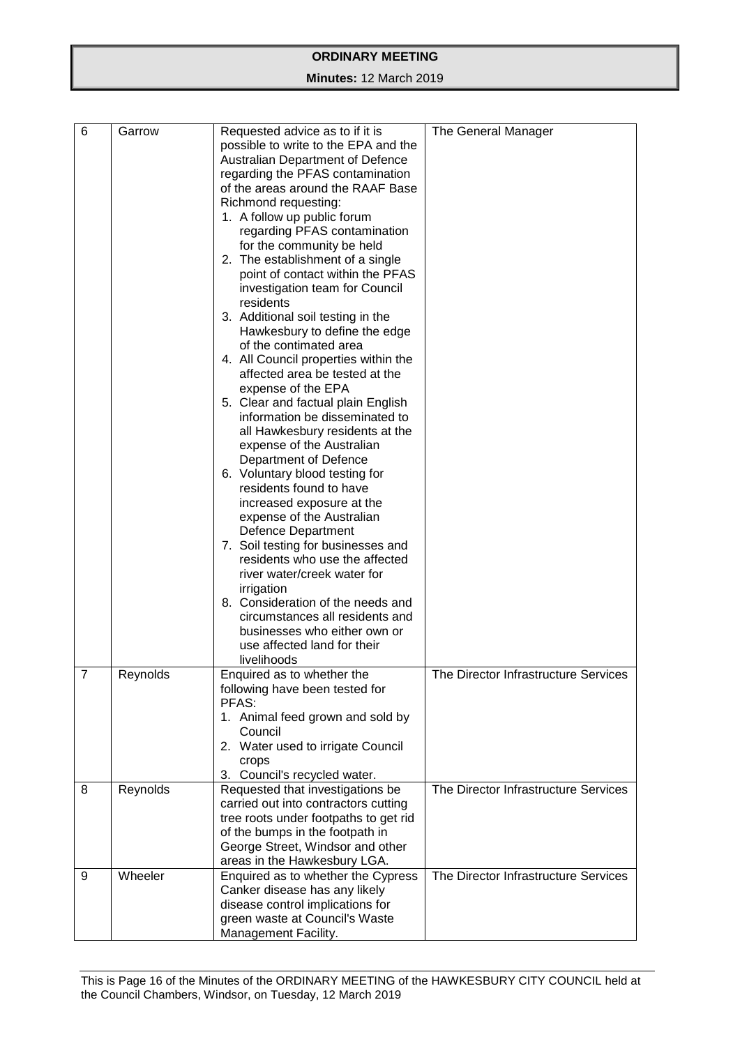| 6 | Garrow | Requested advice as to if it is possible to write to the EPA and the Australian Department of Defence regarding the PFAS contamination of the areas around the RAAF Base Richmond requesting:<br>1. A follow up public forum regarding PFAS contamination for the community be held<br>2. The establishment of a single point of contact within the PFAS investigation team for Council residents<br>3. Additional soil testing in the Hawkesbury to define the edge of the contimated area<br>4. All Council properties within the affected area be tested at the expense of the EPA<br>5. Clear and factual plain English information be disseminated to all Hawkesbury residents at the expense of the Australian Department of Defence<br>6. Voluntary blood testing for residents found to have increased exposure at the expense of the Australian Defence Department<br>7. Soil testing for businesses and residents who use the affected river water/creek water for irrigation<br>8. Consideration of the needs and circumstances all residents and businesses who either own or use affected land for their livelihoods | The General Manager |
|---|---|---|---|
| 7 | Reynolds | Enquired as to whether the following have been tested for PFAS:<br>1. Animal feed grown and sold by Council<br>2. Water used to irrigate Council crops<br>3. Council's recycled water. | The Director Infrastructure Services |
| 8 | Reynolds | Requested that investigations be carried out into contractors cutting tree roots under footpaths to get rid of the bumps in the footpath in George Street, Windsor and other areas in the Hawkesbury LGA. | The Director Infrastructure Services |
| 9 | Wheeler | Enquired as to whether the Cypress Canker disease has any likely disease control implications for green waste at Council's Waste Management Facility. | The Director Infrastructure Services |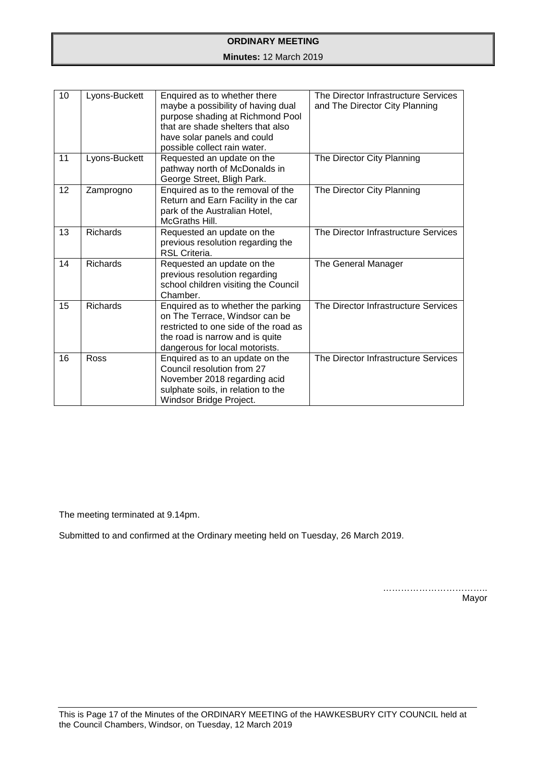| | | | |
|---|---|---|---|
| 10 | Lyons-Buckett | Enquired as to whether there maybe a possibility of having dual purpose shading at Richmond Pool that are shade shelters that also have solar panels and could possible collect rain water. | The Director Infrastructure Services and The Director City Planning |
| 11 | Lyons-Buckett | Requested an update on the pathway north of McDonalds in George Street, Bligh Park. | The Director City Planning |
| 12 | Zamprogno | Enquired as to the removal of the Return and Earn Facility in the car park of the Australian Hotel, McGraths Hill. | The Director City Planning |
| 13 | Richards | Requested an update on the previous resolution regarding the RSL Criteria. | The Director Infrastructure Services |
| 14 | Richards | Requested an update on the previous resolution regarding school children visiting the Council Chamber. | The General Manager |
| 15 | Richards | Enquired as to whether the parking on The Terrace, Windsor can be restricted to one side of the road as the road is narrow and is quite dangerous for local motorists. | The Director Infrastructure Services |
| 16 | Ross | Enquired as to an update on the Council resolution from 27 November 2018 regarding acid sulphate soils, in relation to the Windsor Bridge Project. | The Director Infrastructure Services |

The meeting terminated at 9.14pm.

Submitted to and confirmed at the Ordinary meeting held on Tuesday, 26 March 2019.

……………………………..
Mayor